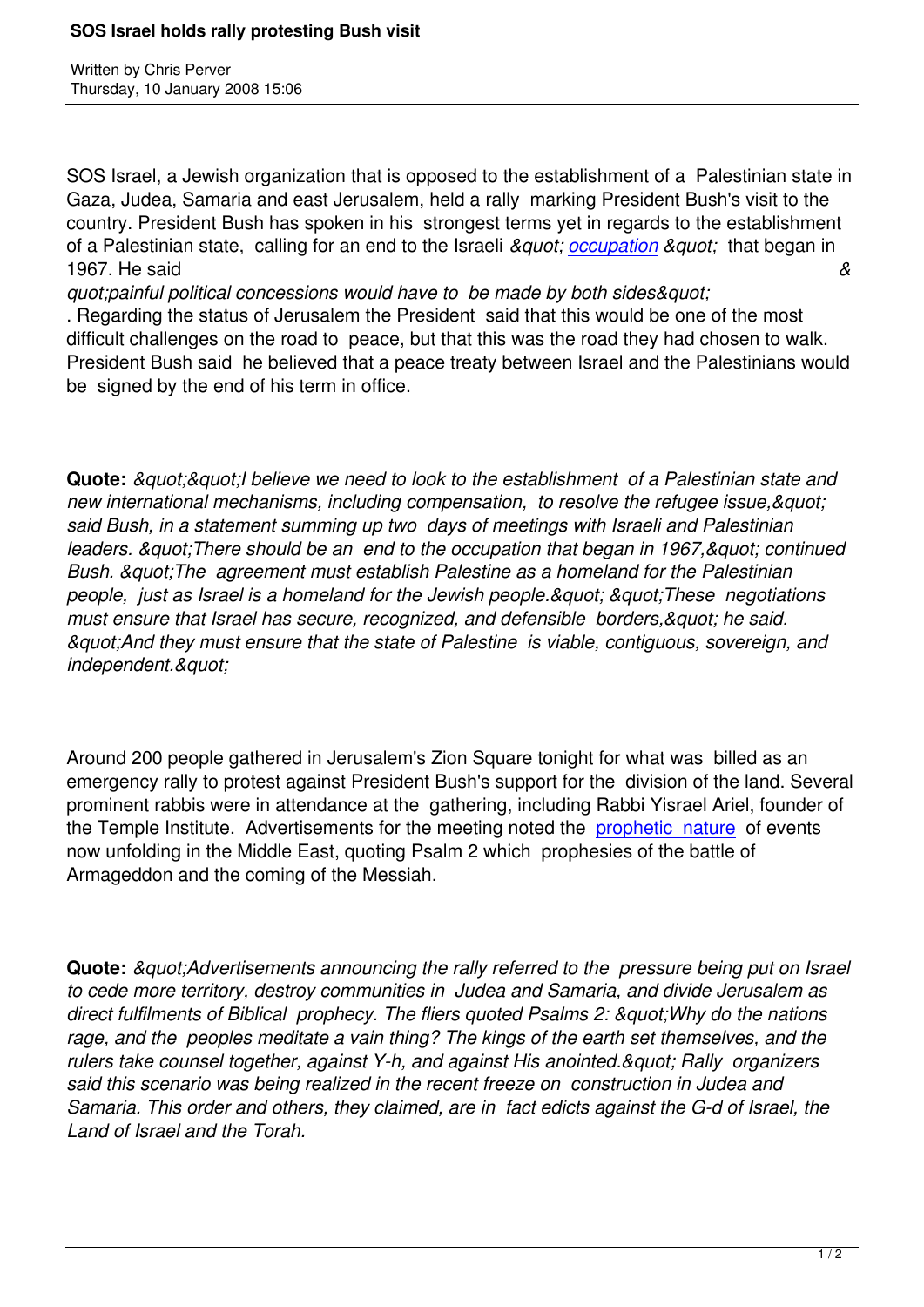# SOS Israel holds rally protesting Bush visit

Written by Chris Perver
Thursday, 10 January 2008 15:06

SOS Israel, a Jewish organization that is opposed to the establishment of a Palestinian state in Gaza, Judea, Samaria and east Jerusalem, held a rally marking President Bush's visit to the country. President Bush has spoken in his strongest terms yet in regards to the establishment of a Palestinian state, calling for an end to the Israeli *&quot; occupation &quot;* that began in 1967. He said *&quot;painful political concessions would have to be made by both sides&quot;*. Regarding the status of Jerusalem the President said that this would be one of the most difficult challenges on the road to peace, but that this was the road they had chosen to walk. President Bush said he believed that a peace treaty between Israel and the Palestinians would be signed by the end of his term in office.

**Quote:** *&quot;&quot;I believe we need to look to the establishment of a Palestinian state and new international mechanisms, including compensation, to resolve the refugee issue,&quot; said Bush, in a statement summing up two days of meetings with Israeli and Palestinian leaders. &quot;There should be an end to the occupation that began in 1967,&quot; continued Bush. &quot;The agreement must establish Palestine as a homeland for the Palestinian people, just as Israel is a homeland for the Jewish people.&quot; &quot;These negotiations must ensure that Israel has secure, recognized, and defensible borders,&quot; he said. &quot;And they must ensure that the state of Palestine is viable, contiguous, sovereign, and independent.&quot;*

Around 200 people gathered in Jerusalem's Zion Square tonight for what was billed as an emergency rally to protest against President Bush's support for the division of the land. Several prominent rabbis were in attendance at the gathering, including Rabbi Yisrael Ariel, founder of the Temple Institute. Advertisements for the meeting noted the prophetic nature of events now unfolding in the Middle East, quoting Psalm 2 which prophesies of the battle of Armageddon and the coming of the Messiah.

**Quote:** *&quot;Advertisements announcing the rally referred to the pressure being put on Israel to cede more territory, destroy communities in Judea and Samaria, and divide Jerusalem as direct fulfilments of Biblical prophecy. The fliers quoted Psalms 2: &quot;Why do the nations rage, and the peoples meditate a vain thing? The kings of the earth set themselves, and the rulers take counsel together, against Y-h, and against His anointed.&quot; Rally organizers said this scenario was being realized in the recent freeze on construction in Judea and Samaria. This order and others, they claimed, are in fact edicts against the G-d of Israel, the Land of Israel and the Torah.*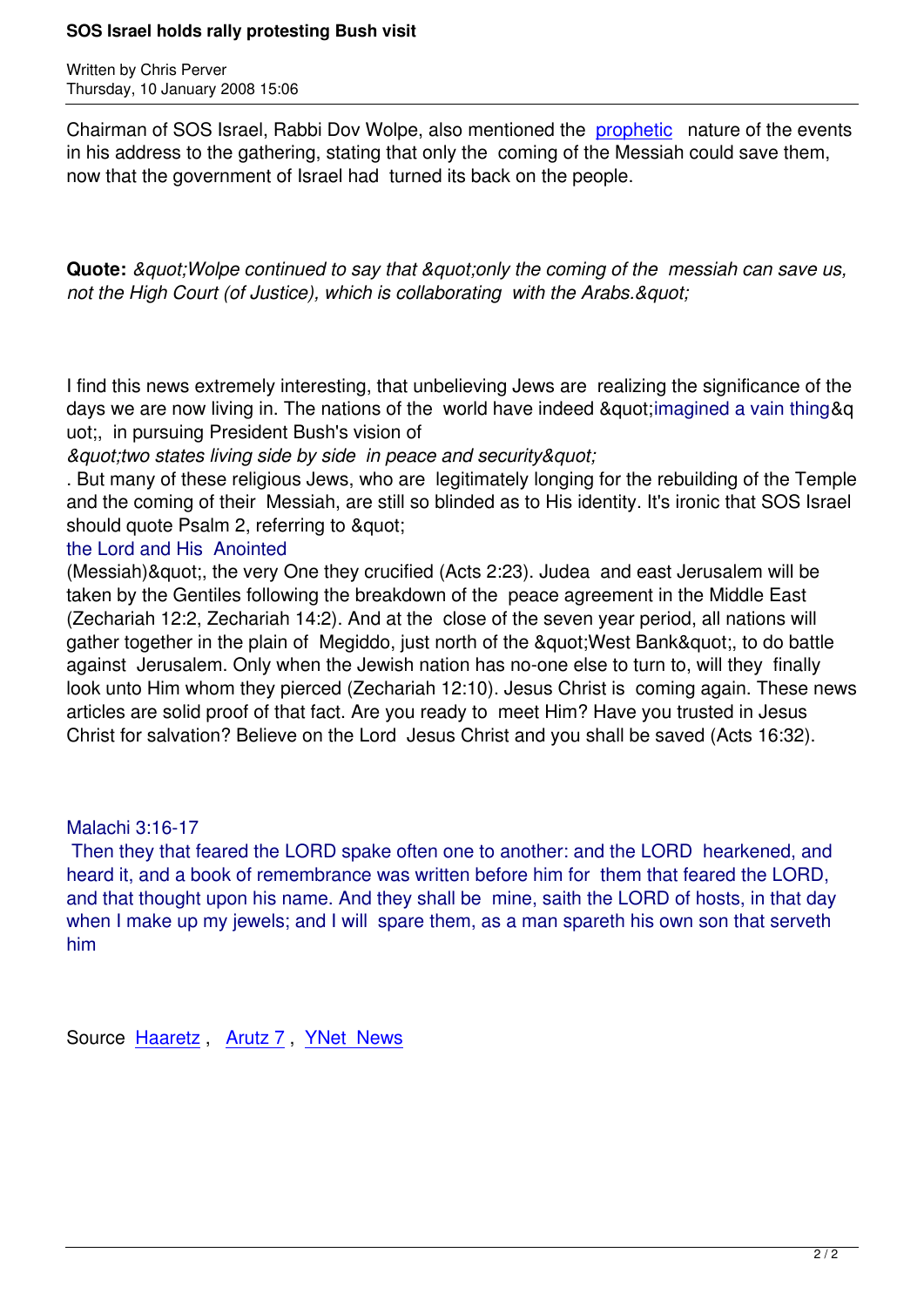Chairman of SOS Israel, Rabbi Dov Wolpe, also mentioned the prophetic nature of the events in his address to the gathering, stating that only the coming of the Messiah could save them, now that the government of Israel had turned its back on the people.

**Quote:** *&quot;Wolpe continued to say that &quot;only the coming of the messiah can save us, not the High Court (of Justice), which is collaborating with the Arabs.&quot;*

I find this news extremely interesting, that unbelieving Jews are realizing the significance of the days we are now living in. The nations of the world have indeed &quot;imagined a vain thing&quot;, in pursuing President Bush's vision of *&quot;two states living side by side in peace and security&quot;*. But many of these religious Jews, who are legitimately longing for the rebuilding of the Temple and the coming of their Messiah, are still so blinded as to His identity. It's ironic that SOS Israel should quote Psalm 2, referring to &quot;the Lord and His Anointed (Messiah)&quot;, the very One they crucified (Acts 2:23). Judea and east Jerusalem will be taken by the Gentiles following the breakdown of the peace agreement in the Middle East (Zechariah 12:2, Zechariah 14:2). And at the close of the seven year period, all nations will gather together in the plain of Megiddo, just north of the &quot;West Bank&quot;, to do battle against Jerusalem. Only when the Jewish nation has no-one else to turn to, will they finally look unto Him whom they pierced (Zechariah 12:10). Jesus Christ is coming again. These news articles are solid proof of that fact. Are you ready to meet Him? Have you trusted in Jesus Christ for salvation? Believe on the Lord Jesus Christ and you shall be saved (Acts 16:32).

Malachi 3:16-17
Then they that feared the LORD spake often one to another: and the LORD hearkened, and heard it, and a book of remembrance was written before him for them that feared the LORD, and that thought upon his name. And they shall be mine, saith the LORD of hosts, in that day when I make up my jewels; and I will spare them, as a man spareth his own son that serveth him

Source Haaretz , Arutz 7 , YNet News